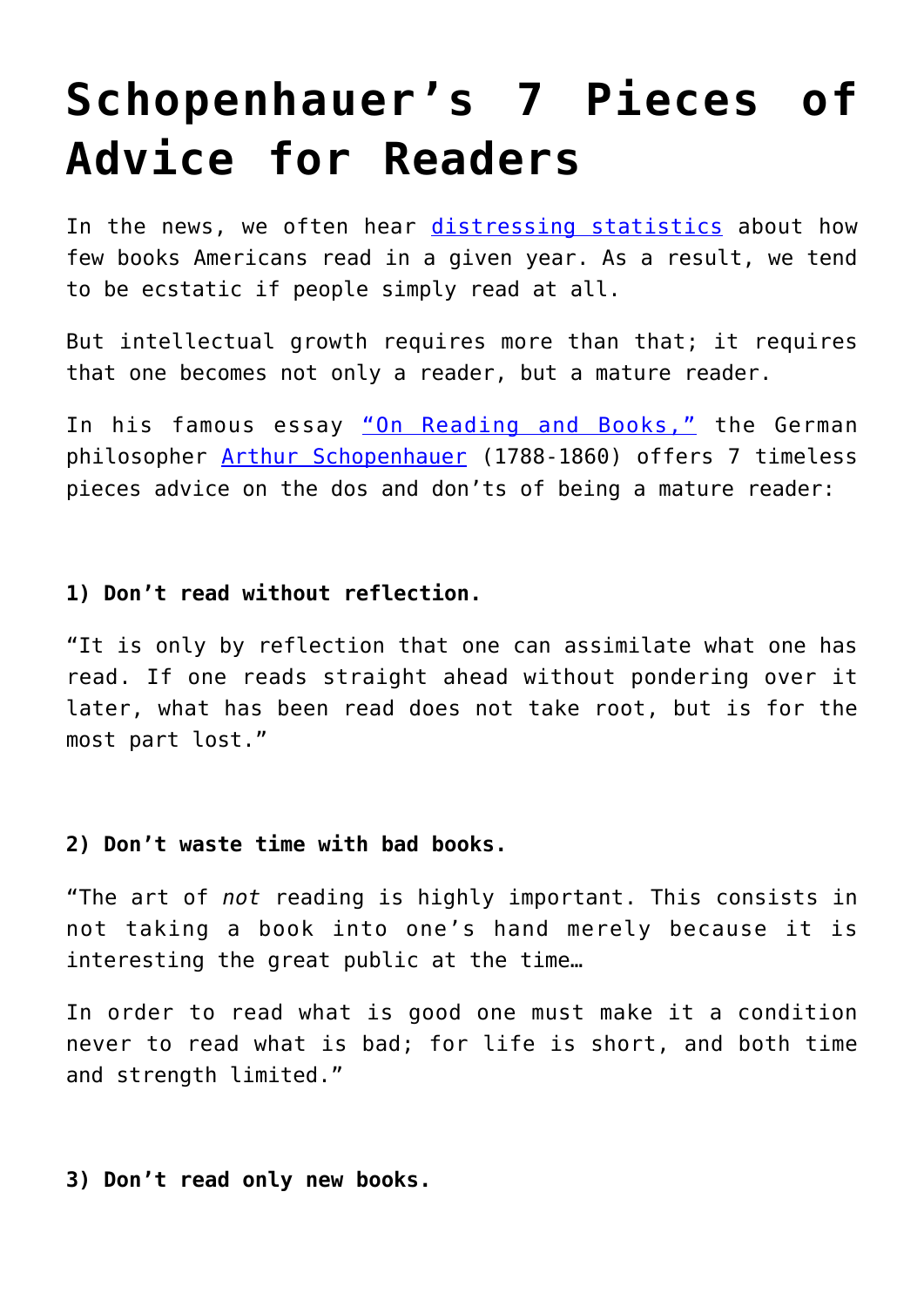# Schopenhauer's 7 Pieces of Advice for Readers

In the news, we often hear distressing statistics about how few books Americans read in a given year. As a result, we tend to be ecstatic if people simply read at all.

But intellectual growth requires more than that; it requires that one becomes not only a reader, but a mature reader.

In his famous essay "On Reading and Books," the German philosopher Arthur Schopenhauer (1788-1860) offers 7 timeless pieces advice on the dos and don'ts of being a mature reader:

**1) Don't read without reflection.**

"It is only by reflection that one can assimilate what one has read. If one reads straight ahead without pondering over it later, what has been read does not take root, but is for the most part lost."

**2) Don't waste time with bad books.**

"The art of *not* reading is highly important. This consists in not taking a book into one's hand merely because it is interesting the great public at the time…

In order to read what is good one must make it a condition never to read what is bad; for life is short, and both time and strength limited."

**3) Don't read only new books.**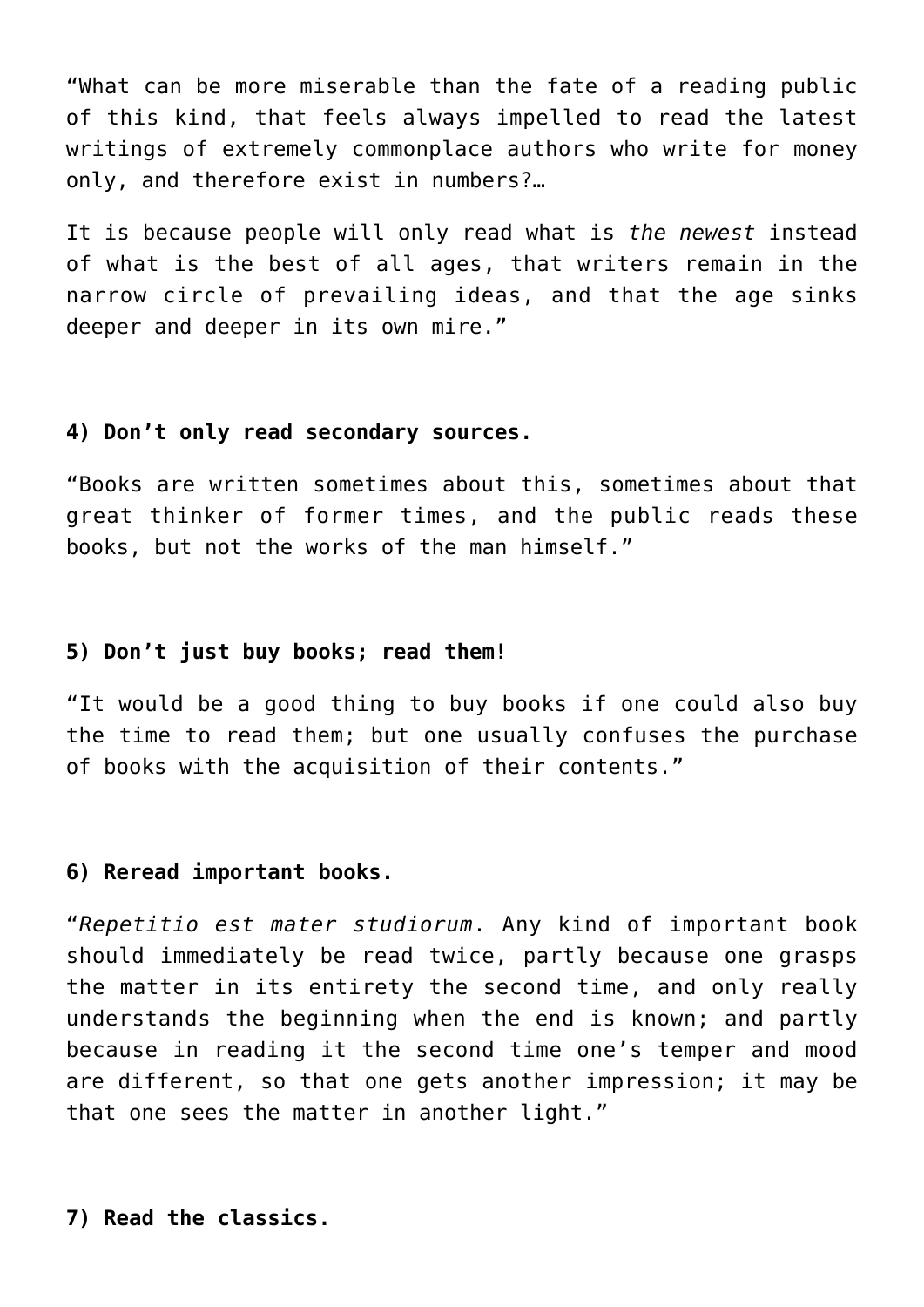"What can be more miserable than the fate of a reading public of this kind, that feels always impelled to read the latest writings of extremely commonplace authors who write for money only, and therefore exist in numbers?…

It is because people will only read what is *the newest* instead of what is the best of all ages, that writers remain in the narrow circle of prevailing ideas, and that the age sinks deeper and deeper in its own mire."

**4) Don't only read secondary sources.**

"Books are written sometimes about this, sometimes about that great thinker of former times, and the public reads these books, but not the works of the man himself."

**5) Don't just buy books; read them!**

"It would be a good thing to buy books if one could also buy the time to read them; but one usually confuses the purchase of books with the acquisition of their contents."

**6) Reread important books.**

"*Repetitio est mater studiorum*. Any kind of important book should immediately be read twice, partly because one grasps the matter in its entirety the second time, and only really understands the beginning when the end is known; and partly because in reading it the second time one's temper and mood are different, so that one gets another impression; it may be that one sees the matter in another light."

**7) Read the classics.**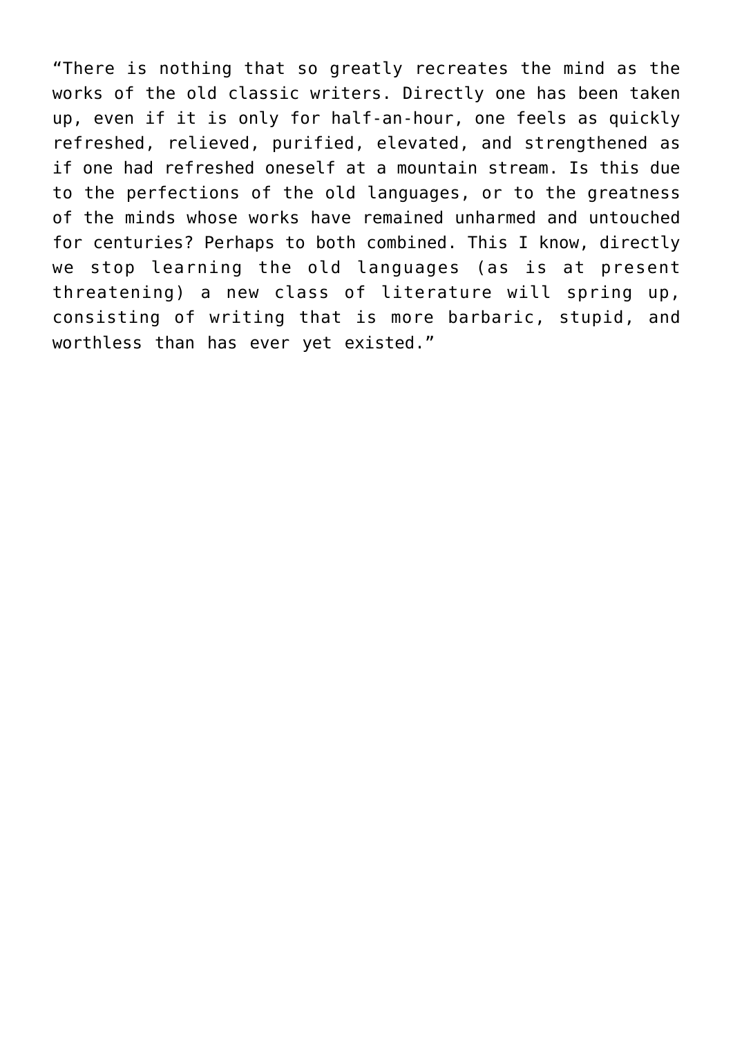“There is nothing that so greatly recreates the mind as the works of the old classic writers. Directly one has been taken up, even if it is only for half-an-hour, one feels as quickly refreshed, relieved, purified, elevated, and strengthened as if one had refreshed oneself at a mountain stream. Is this due to the perfections of the old languages, or to the greatness of the minds whose works have remained unharmed and untouched for centuries? Perhaps to both combined. This I know, directly we stop learning the old languages (as is at present threatening) a new class of literature will spring up, consisting of writing that is more barbaric, stupid, and worthless than has ever yet existed.”